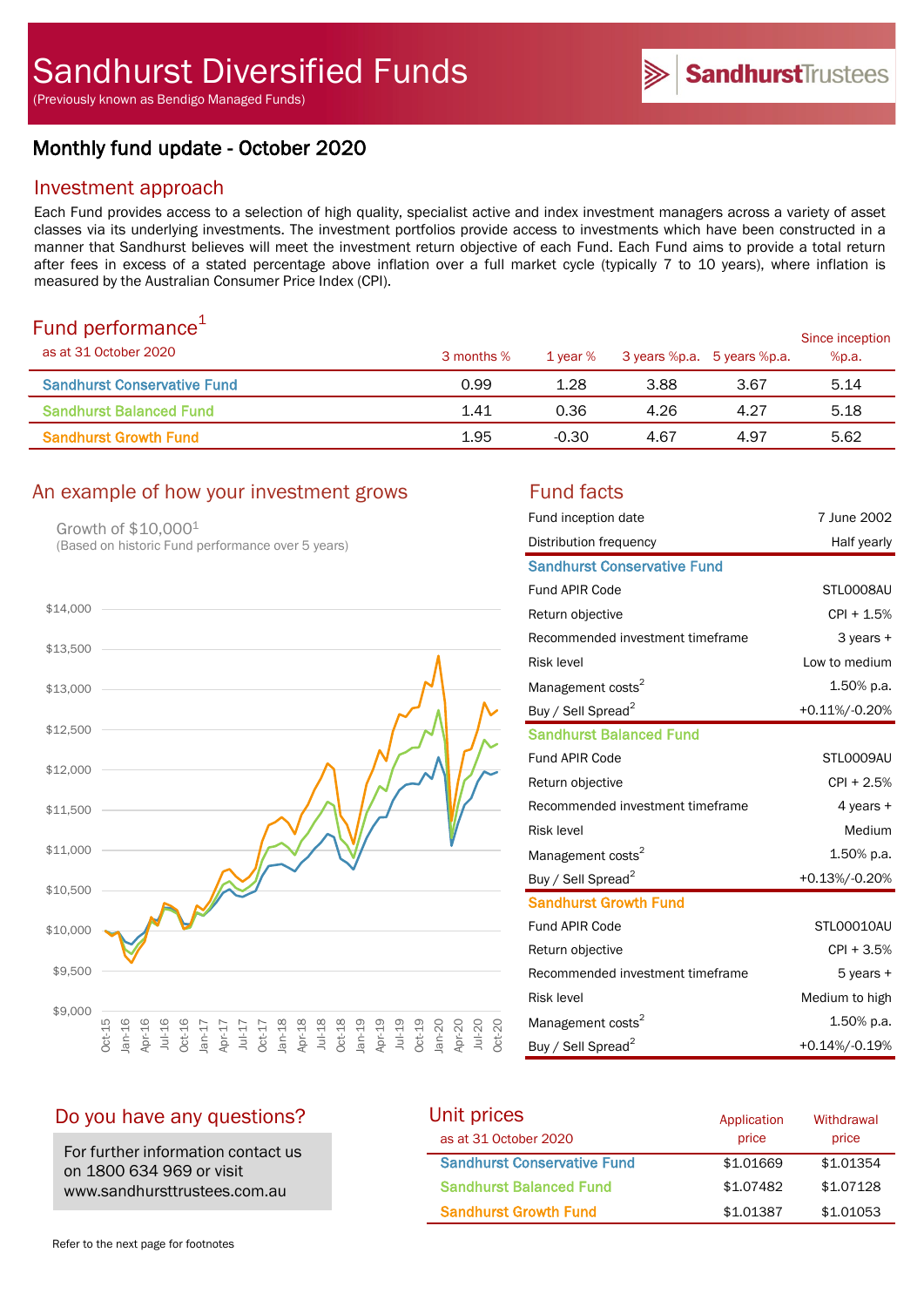# Sandhurst Diversified Funds

(Previously known as Bendigo Managed Funds)

SandhurstTrustees

## Monthly fund update - October 2020

### Investment approach

Each Fund provides access to a selection of high quality, specialist active and index investment managers across a variety of asset classes via its underlying investments. The investment portfolios provide access to investments which have been constructed in a manner that Sandhurst believes will meet the investment return objective of each Fund. Each Fund aims to provide a total return after fees in excess of a stated percentage above inflation over a full market cycle (typically 7 to 10 years), where inflation is measured by the Australian Consumer Price Index (CPI).

### Fund performance[1]

| as at 31 October 2020 | 3 months % | 1 year % | 3 years %p.a. | 5 years %p.a. | Since inception %p.a. |
|---|---|---|---|---|---|
| Sandhurst Conservative Fund | 0.99 | 1.28 | 3.88 | 3.67 | 5.14 |
| Sandhurst Balanced Fund | 1.41 | 0.36 | 4.26 | 4.27 | 5.18 |
| Sandhurst Growth Fund | 1.95 | -0.30 | 4.67 | 4.97 | 5.62 |

### An example of how your investment grows

Growth of $10,000[1]
(Based on historic Fund performance over 5 years)

### Fund facts

| | |
|---|---|
| Fund inception date | 7 June 2002 |
| Distribution frequency | Half yearly |
| **Sandhurst Conservative Fund** | |
| Fund APIR Code | STL0008AU |
| Return objective | CPI + 1.5% |
| Recommended investment timeframe | 3 years + |
| Risk level | Low to medium |
| Management costs[2] | 1.50% p.a. |
| Buy / Sell Spread[2] | +0.11%/-0.20% |
| **Sandhurst Balanced Fund** | |
| Fund APIR Code | STL0009AU |
| Return objective | CPI + 2.5% |
| Recommended investment timeframe | 4 years + |
| Risk level | Medium |
| Management costs[2] | 1.50% p.a. |
| Buy / Sell Spread[2] | +0.13%/-0.20% |
| **Sandhurst Growth Fund** | |
| Fund APIR Code | STL00010AU |
| Return objective | CPI + 3.5% |
| Recommended investment timeframe | 5 years + |
| Risk level | Medium to high |
| Management costs[2] | 1.50% p.a. |
| Buy / Sell Spread[2] | +0.14%/-0.19% |

### Do you have any questions?

For further information contact us on 1800 634 969 or visit www.sandhursttrustees.com.au

### Unit prices

| as at 31 October 2020 | Application price | Withdrawal price |
|---|---|---|
| Sandhurst Conservative Fund | $1.01669 | $1.01354 |
| Sandhurst Balanced Fund | $1.07482 | $1.07128 |
| Sandhurst Growth Fund | $1.01387 | $1.01053 |

Refer to the next page for footnotes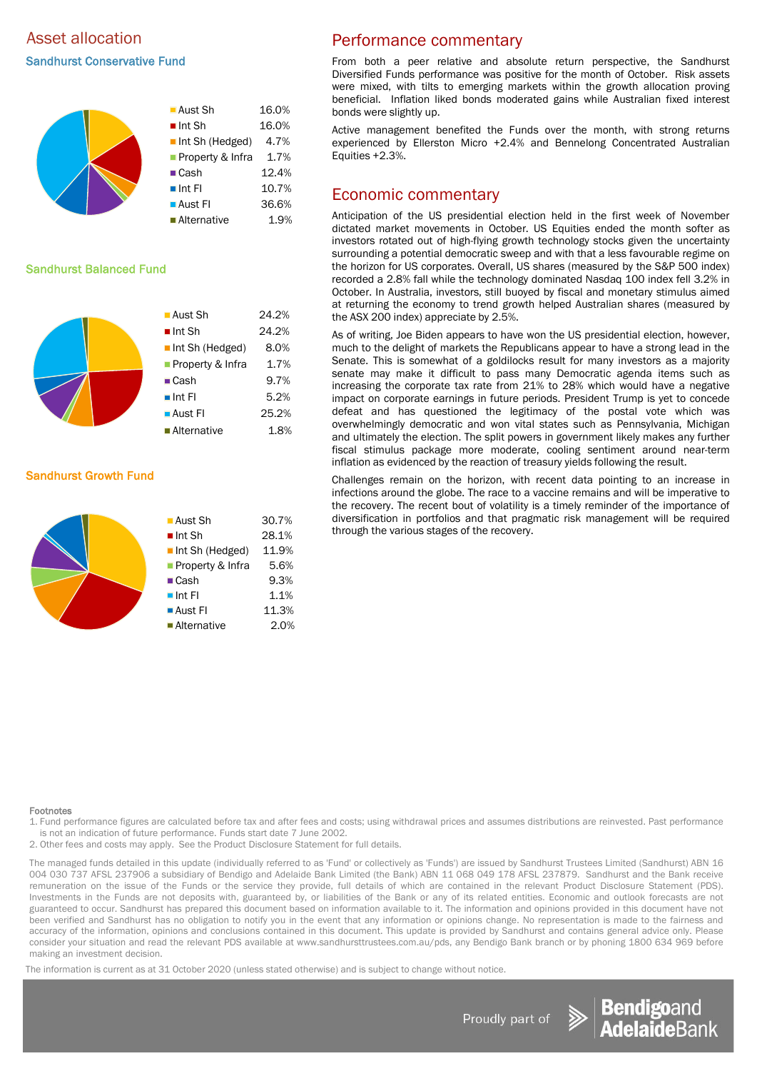# Asset allocation

## Sandhurst Conservative Fund

Aust Sh 16.0%
Int Sh 16.0%
Int Sh (Hedged) 4.7%
Property & Infra 1.7%
Cash 12.4%
Int FI 10.7%
Aust FI 36.6%
Alternative 1.9%

## Sandhurst Balanced Fund

Aust Sh 24.2%
Int Sh 24.2%
Int Sh (Hedged) 8.0%
Property & Infra 1.7%
Cash 9.7%
Int FI 5.2%
Aust FI 25.2%
Alternative 1.8%

## Sandhurst Growth Fund

Aust Sh 30.7%
Int Sh 28.1%
Int Sh (Hedged) 11.9%
Property & Infra 5.6%
Cash 9.3%
Int FI 1.1%
Aust FI 11.3%
Alternative 2.0%

# Performance commentary

From both a peer relative and absolute return perspective, the Sandhurst Diversified Funds performance was positive for the month of October. Risk assets were mixed, with tilts to emerging markets within the growth allocation proving beneficial. Inflation liked bonds moderated gains while Australian fixed interest bonds were slightly up.

Active management benefited the Funds over the month, with strong returns experienced by Ellerston Micro +2.4% and Bennelong Concentrated Australian Equities +2.3%.

# Economic commentary

Anticipation of the US presidential election held in the first week of November dictated market movements in October. US Equities ended the month softer as investors rotated out of high-flying growth technology stocks given the uncertainty surrounding a potential democratic sweep and with that a less favourable regime on the horizon for US corporates. Overall, US shares (measured by the S&P 500 index) recorded a 2.8% fall while the technology dominated Nasdaq 100 index fell 3.2% in October. In Australia, investors, still buoyed by fiscal and monetary stimulus aimed at returning the economy to trend growth helped Australian shares (measured by the ASX 200 index) appreciate by 2.5%.

As of writing, Joe Biden appears to have won the US presidential election, however, much to the delight of markets the Republicans appear to have a strong lead in the Senate. This is somewhat of a goldilocks result for many investors as a majority senate may make it difficult to pass many Democratic agenda items such as increasing the corporate tax rate from 21% to 28% which would have a negative impact on corporate earnings in future periods. President Trump is yet to concede defeat and has questioned the legitimacy of the postal vote which was overwhelmingly democratic and won vital states such as Pennsylvania, Michigan and ultimately the election. The split powers in government likely makes any further fiscal stimulus package more moderate, cooling sentiment around near-term inflation as evidenced by the reaction of treasury yields following the result.

Challenges remain on the horizon, with recent data pointing to an increase in infections around the globe. The race to a vaccine remains and will be imperative to the recovery. The recent bout of volatility is a timely reminder of the importance of diversification in portfolios and that pragmatic risk management will be required through the various stages of the recovery.

**Footnotes**

1. Fund performance figures are calculated before tax and after fees and costs; using withdrawal prices and assumes distributions are reinvested. Past performance is not an indication of future performance. Funds start date 7 June 2002.
2. Other fees and costs may apply. See the Product Disclosure Statement for full details.

The managed funds detailed in this update (individually referred to as 'Fund' or collectively as 'Funds') are issued by Sandhurst Trustees Limited (Sandhurst) ABN 16 004 030 737 AFSL 237906 a subsidiary of Bendigo and Adelaide Bank Limited (the Bank) ABN 11 068 049 178 AFSL 237879. Sandhurst and the Bank receive remuneration on the issue of the Funds or the service they provide, full details of which are contained in the relevant Product Disclosure Statement (PDS). Investments in the Funds are not deposits with, guaranteed by, or liabilities of the Bank or any of its related entities. Economic and outlook forecasts are not guaranteed to occur. Sandhurst has prepared this document based on information available to it. The information and opinions provided in this document have not been verified and Sandhurst has no obligation to notify you in the event that any information or opinions change. No representation is made to the fairness and accuracy of the information, opinions and conclusions contained in this document. This update is provided by Sandhurst and contains general advice only. Please consider your situation and read the relevant PDS available at www.sandhursttrustees.com.au/pds, any Bendigo Bank branch or by phoning 1800 634 969 before making an investment decision.

The information is current as at 31 October 2020 (unless stated otherwise) and is subject to change without notice.

Proudly part of Bendigo and Adelaide Bank